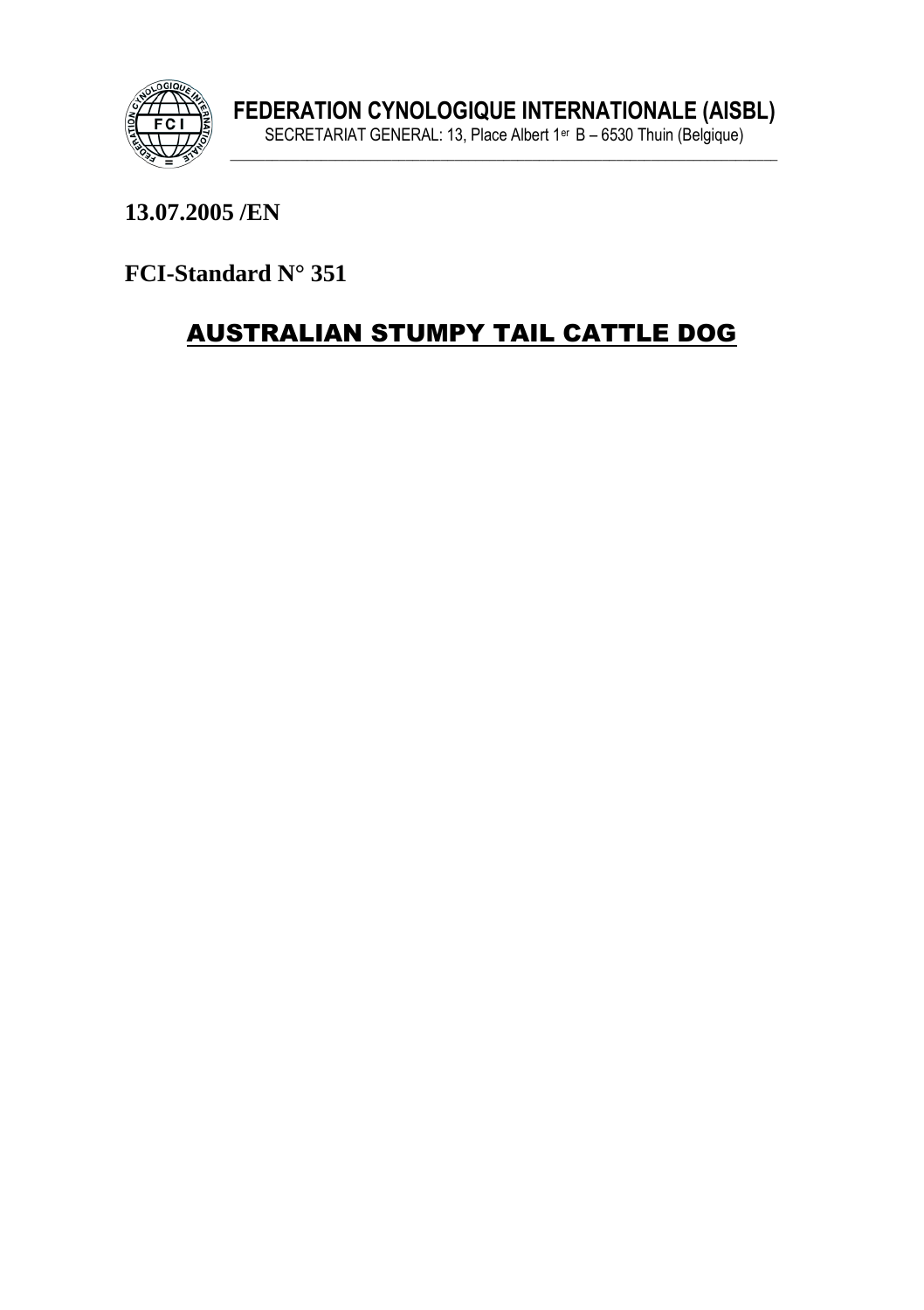**FEDERATION CYNOLOGIQUE INTERNATIONALE (AISBL)**

SECRETARIAT GENERAL: 13, Place Albert 1er B – 6530 Thuin (Belgique)

**13.07.2005 /EN**

**FCI-Standard N° 351**

# AUSTRALIAN STUMPY TAIL CATTLE DOG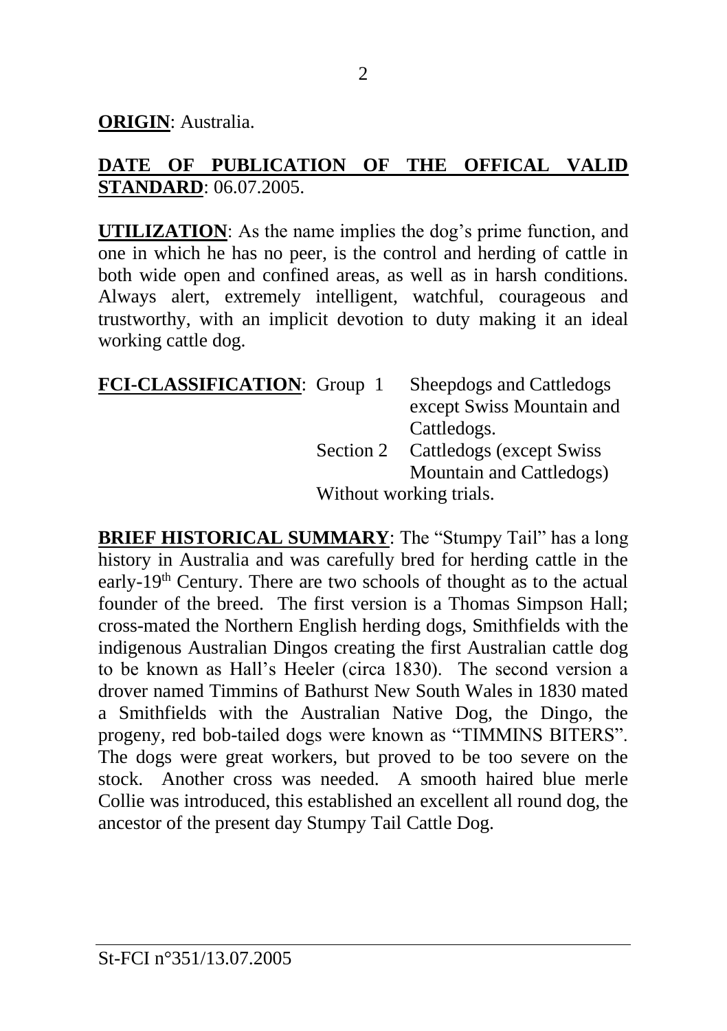**ORIGIN**: Australia.

**DATE OF PUBLICATION OF THE OFFICAL VALID STANDARD**: 06.07.2005.

**UTILIZATION**: As the name implies the dog's prime function, and one in which he has no peer, is the control and herding of cattle in both wide open and confined areas, as well as in harsh conditions. Always alert, extremely intelligent, watchful, courageous and trustworthy, with an implicit devotion to duty making it an ideal working cattle dog.

**FCI-CLASSIFICATION**: Group 1 Sheepdogs and Cattledogs except Swiss Mountain and Cattledogs.
Section 2 Cattledogs (except Swiss Mountain and Cattledogs)
Without working trials.

**BRIEF HISTORICAL SUMMARY**: The "Stumpy Tail" has a long history in Australia and was carefully bred for herding cattle in the early-19th Century. There are two schools of thought as to the actual founder of the breed. The first version is a Thomas Simpson Hall; cross-mated the Northern English herding dogs, Smithfields with the indigenous Australian Dingos creating the first Australian cattle dog to be known as Hall's Heeler (circa 1830). The second version a drover named Timmins of Bathurst New South Wales in 1830 mated a Smithfields with the Australian Native Dog, the Dingo, the progeny, red bob-tailed dogs were known as "TIMMINS BITERS". The dogs were great workers, but proved to be too severe on the stock. Another cross was needed. A smooth haired blue merle Collie was introduced, this established an excellent all round dog, the ancestor of the present day Stumpy Tail Cattle Dog.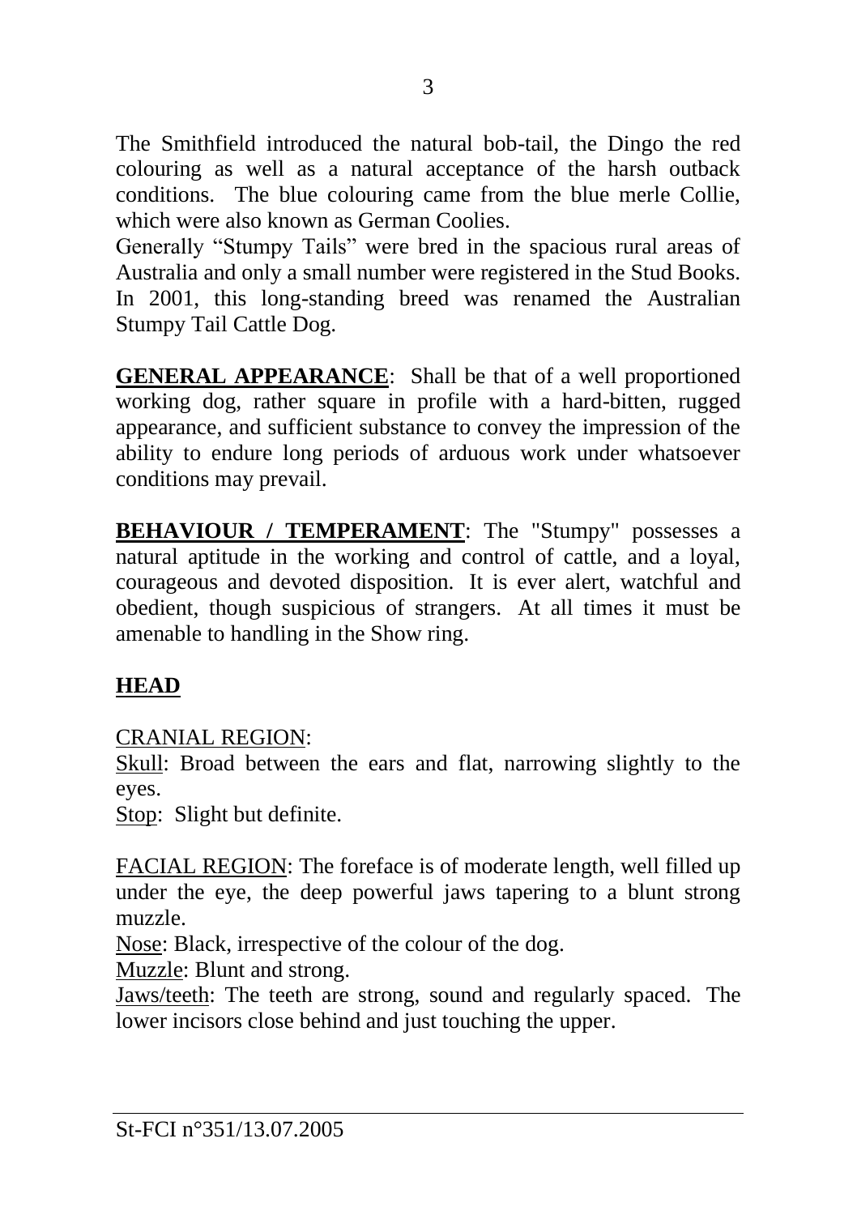The Smithfield introduced the natural bob-tail, the Dingo the red colouring as well as a natural acceptance of the harsh outback conditions. The blue colouring came from the blue merle Collie, which were also known as German Coolies.
Generally "Stumpy Tails" were bred in the spacious rural areas of Australia and only a small number were registered in the Stud Books. In 2001, this long-standing breed was renamed the Australian Stumpy Tail Cattle Dog.

**GENERAL APPEARANCE**: Shall be that of a well proportioned working dog, rather square in profile with a hard-bitten, rugged appearance, and sufficient substance to convey the impression of the ability to endure long periods of arduous work under whatsoever conditions may prevail.

**BEHAVIOUR / TEMPERAMENT**: The "Stumpy" possesses a natural aptitude in the working and control of cattle, and a loyal, courageous and devoted disposition. It is ever alert, watchful and obedient, though suspicious of strangers. At all times it must be amenable to handling in the Show ring.

## HEAD

CRANIAL REGION:
Skull: Broad between the ears and flat, narrowing slightly to the eyes.
Stop: Slight but definite.

FACIAL REGION: The foreface is of moderate length, well filled up under the eye, the deep powerful jaws tapering to a blunt strong muzzle.
Nose: Black, irrespective of the colour of the dog.
Muzzle: Blunt and strong.
Jaws/teeth: The teeth are strong, sound and regularly spaced. The lower incisors close behind and just touching the upper.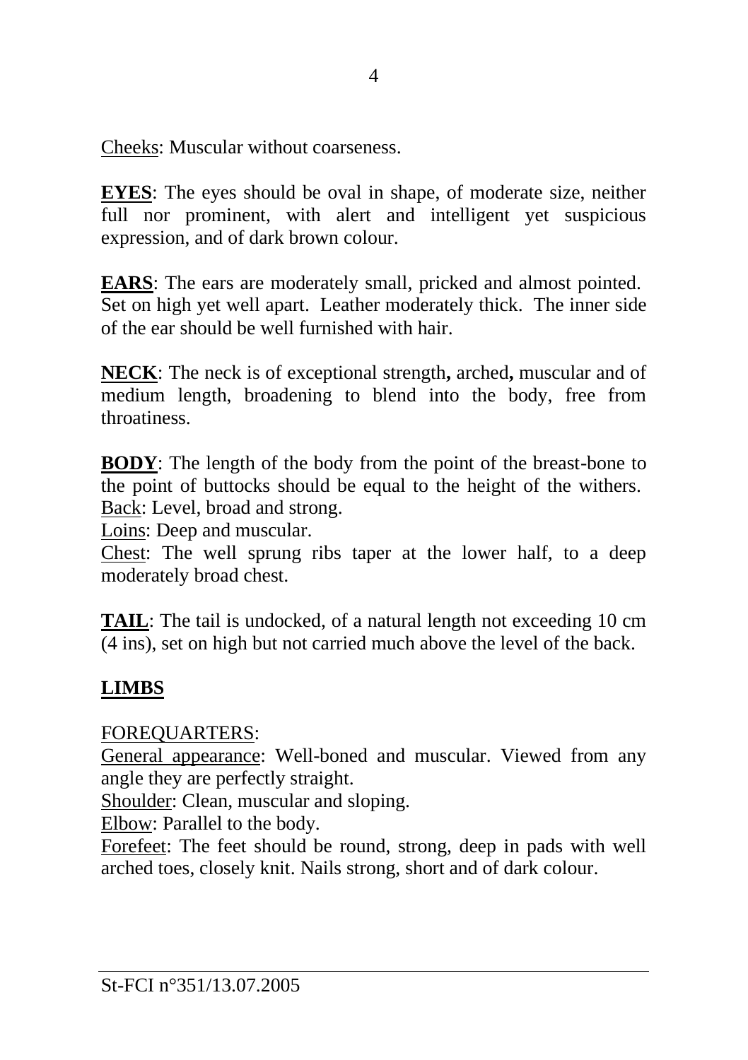Cheeks: Muscular without coarseness.

**EYES**: The eyes should be oval in shape, of moderate size, neither full nor prominent, with alert and intelligent yet suspicious expression, and of dark brown colour.

**EARS**: The ears are moderately small, pricked and almost pointed. Set on high yet well apart. Leather moderately thick. The inner side of the ear should be well furnished with hair.

**NECK**: The neck is of exceptional strength**,** arched**,** muscular and of medium length, broadening to blend into the body, free from throatiness.

**BODY**: The length of the body from the point of the breast-bone to the point of buttocks should be equal to the height of the withers.
Back: Level, broad and strong.
Loins: Deep and muscular.
Chest: The well sprung ribs taper at the lower half, to a deep moderately broad chest.

**TAIL**: The tail is undocked, of a natural length not exceeding 10 cm (4 ins), set on high but not carried much above the level of the back.

## LIMBS

FOREQUARTERS:
General appearance: Well-boned and muscular. Viewed from any angle they are perfectly straight.
Shoulder: Clean, muscular and sloping.
Elbow: Parallel to the body.
Forefeet: The feet should be round, strong, deep in pads with well arched toes, closely knit. Nails strong, short and of dark colour.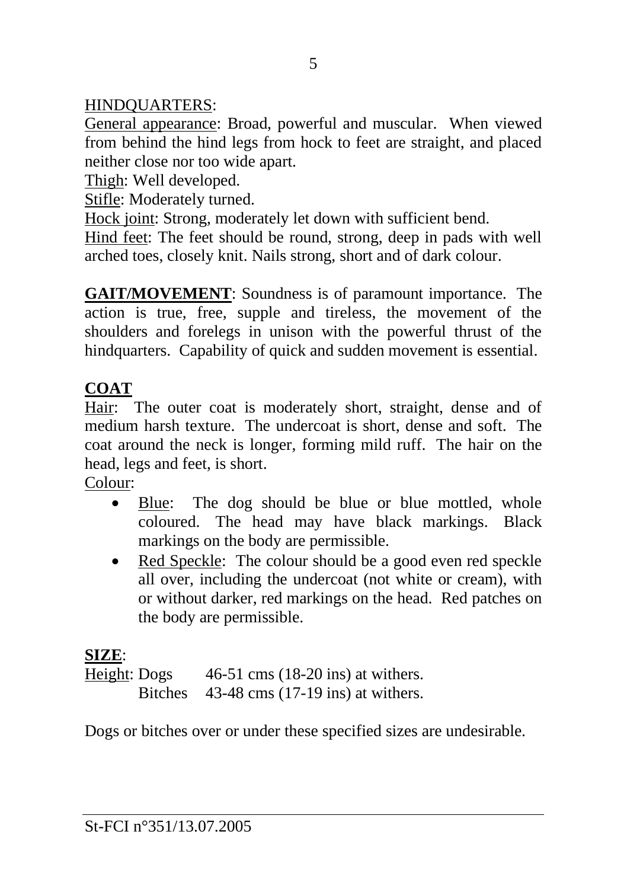HINDQUARTERS:

General appearance: Broad, powerful and muscular. When viewed from behind the hind legs from hock to feet are straight, and placed neither close nor too wide apart.

Thigh: Well developed.

Stifle: Moderately turned.

Hock joint: Strong, moderately let down with sufficient bend.

Hind feet: The feet should be round, strong, deep in pads with well arched toes, closely knit. Nails strong, short and of dark colour.

**GAIT/MOVEMENT**: Soundness is of paramount importance. The action is true, free, supple and tireless, the movement of the shoulders and forelegs in unison with the powerful thrust of the hindquarters. Capability of quick and sudden movement is essential.

**COAT**

Hair: The outer coat is moderately short, straight, dense and of medium harsh texture. The undercoat is short, dense and soft. The coat around the neck is longer, forming mild ruff. The hair on the head, legs and feet, is short.

Colour:

- Blue: The dog should be blue or blue mottled, whole coloured. The head may have black markings. Black markings on the body are permissible.
- Red Speckle: The colour should be a good even red speckle all over, including the undercoat (not white or cream), with or without darker, red markings on the head. Red patches on the body are permissible.

**SIZE**:

Height: Dogs 46-51 cms (18-20 ins) at withers.
Bitches 43-48 cms (17-19 ins) at withers.

Dogs or bitches over or under these specified sizes are undesirable.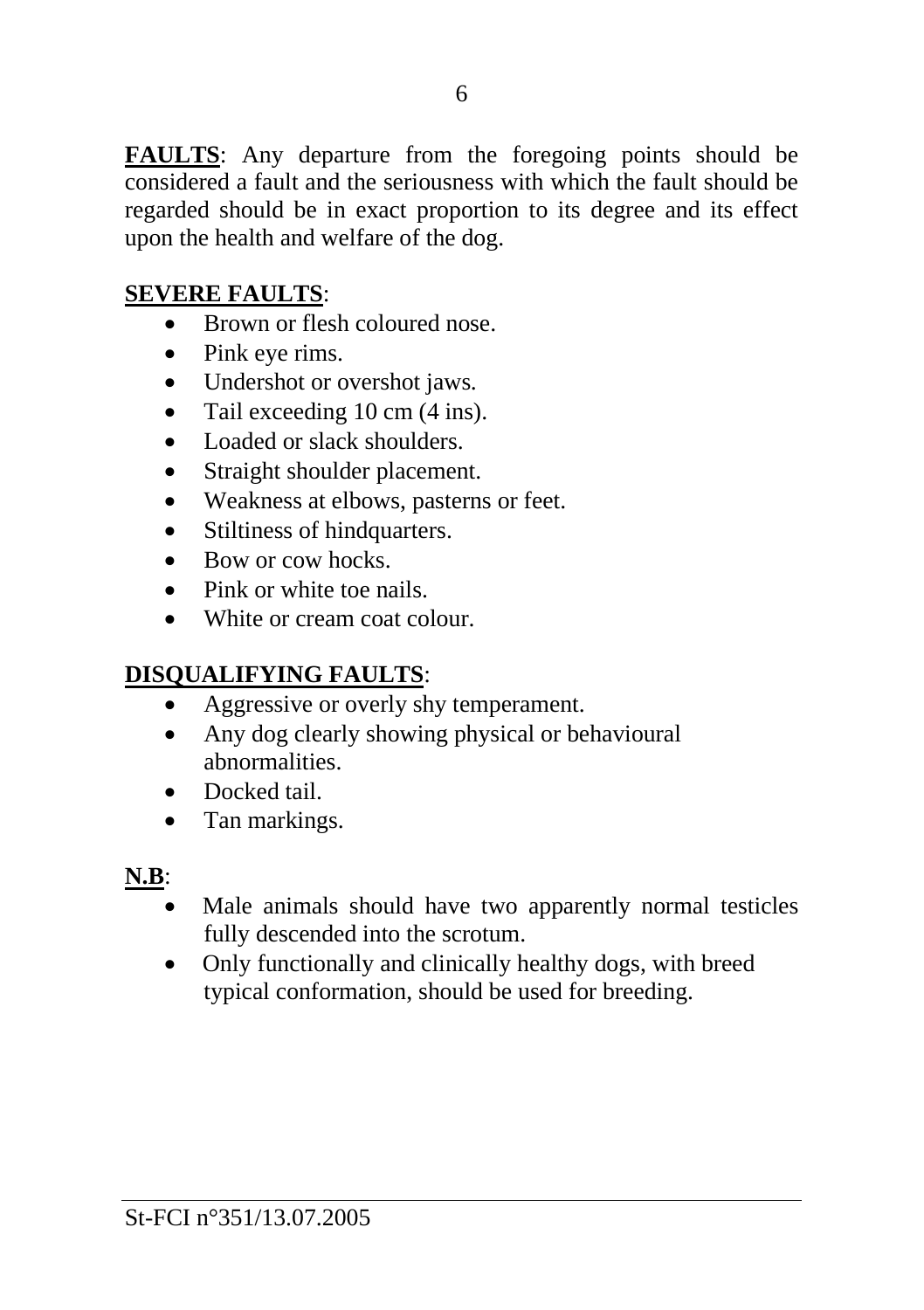**FAULTS**: Any departure from the foregoing points should be considered a fault and the seriousness with which the fault should be regarded should be in exact proportion to its degree and its effect upon the health and welfare of the dog.

**SEVERE FAULTS**:

- Brown or flesh coloured nose.
- Pink eye rims.
- Undershot or overshot jaws.
- Tail exceeding 10 cm (4 ins).
- Loaded or slack shoulders.
- Straight shoulder placement.
- Weakness at elbows, pasterns or feet.
- Stiltiness of hindquarters.
- Bow or cow hocks.
- Pink or white toe nails.
- White or cream coat colour.

**DISQUALIFYING FAULTS**:

- Aggressive or overly shy temperament.
- Any dog clearly showing physical or behavioural abnormalities.
- Docked tail.
- Tan markings.

**N.B**:

- Male animals should have two apparently normal testicles fully descended into the scrotum.
- Only functionally and clinically healthy dogs, with breed typical conformation, should be used for breeding.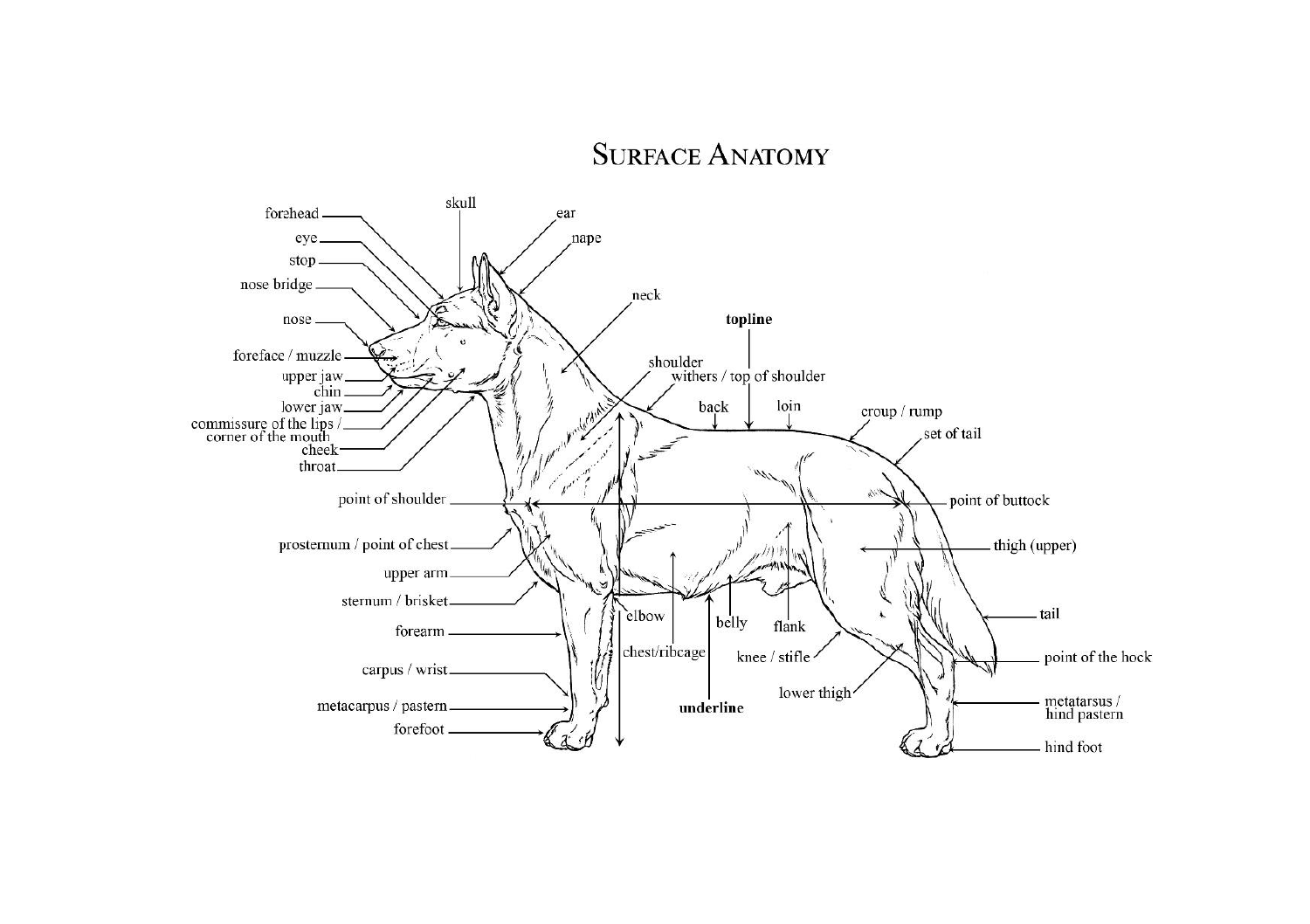# Surface Anatomy

forehead
eye
stop
nose bridge
nose
foreface / muzzle
upper jaw
chin
lower jaw
commissure of the lips / corner of the mouth
cheek
throat
skull
ear
nape
neck
topline
shoulder
withers / top of shoulder
back
loin
croup / rump
set of tail
point of shoulder
point of buttock
prosternum / point of chest
thigh (upper)
upper arm
sternum / brisket
elbow
belly
flank
tail
forearm
chest/ribcage
knee / stifle
point of the hock
carpus / wrist
lower thigh
metacarpus / pastern
underline
metatarsus / hind pastern
forefoot
hind foot